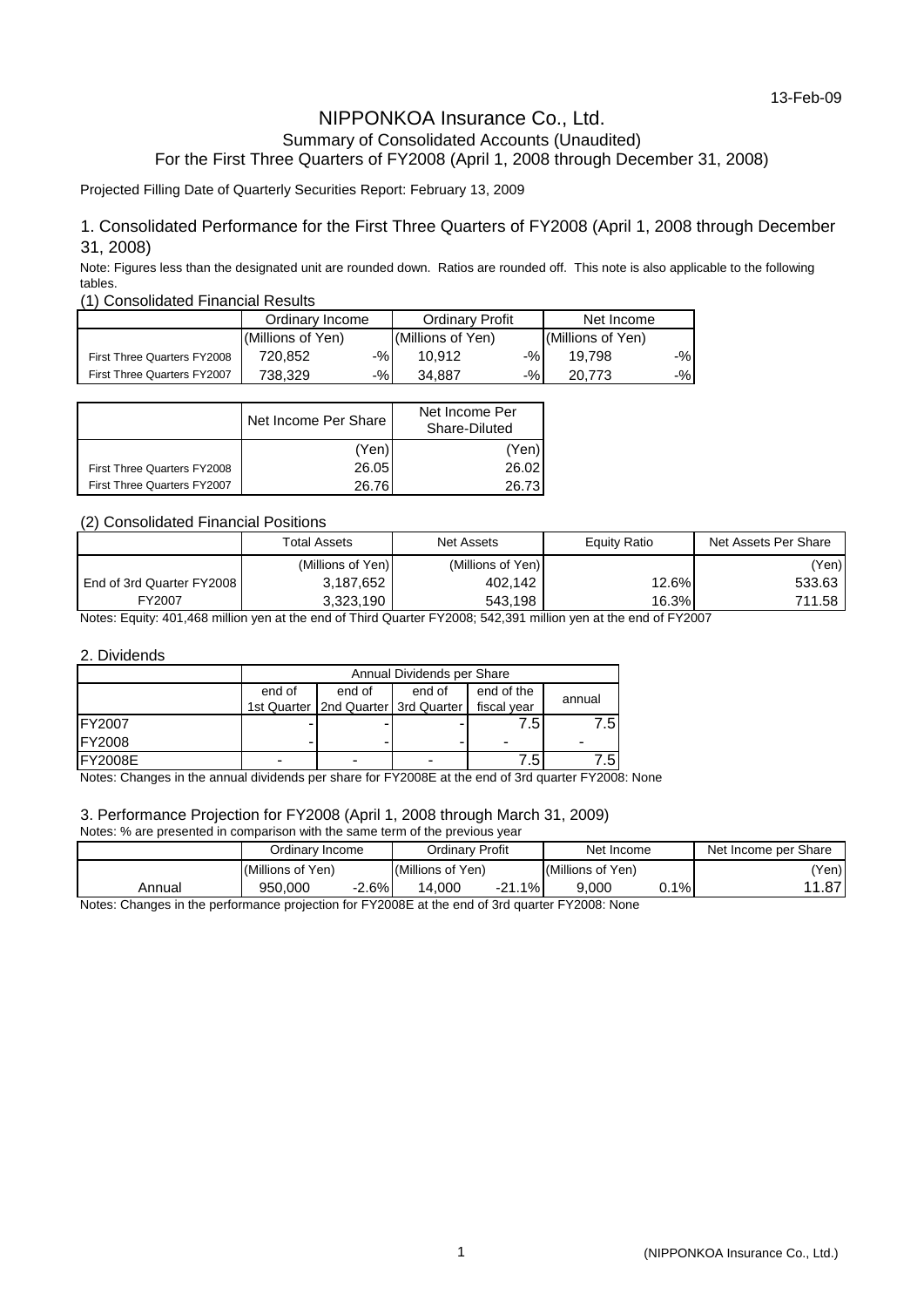13-Feb-09

# NIPPONKOA Insurance Co., Ltd.

## Summary of Consolidated Accounts (Unaudited)

## For the First Three Quarters of FY2008 (April 1, 2008 through December 31, 2008)

Projected Filling Date of Quarterly Securities Report: February 13, 2009

### 1. Consolidated Performance for the First Three Quarters of FY2008 (April 1, 2008 through December 31, 2008)

Note: Figures less than the designated unit are rounded down. Ratios are rounded off. This note is also applicable to the following tables.

(1) Consolidated Financial Results

| | Ordinary Income | | Ordinary Profit | | Net Income | |
|---|---|---|---|---|---|---|
| | (Millions of Yen) | | (Millions of Yen) | | (Millions of Yen) | |
| First Three Quarters FY2008 | 720,852 | -% | 10,912 | -% | 19,798 | -% |
| First Three Quarters FY2007 | 738,329 | -% | 34,887 | -% | 20,773 | -% |

| | Net Income Per Share | Net Income Per Share-Diluted |
|---|---|---|
| | (Yen) | (Yen) |
| First Three Quarters FY2008 | 26.05 | 26.02 |
| First Three Quarters FY2007 | 26.76 | 26.73 |

(2) Consolidated Financial Positions

| | Total Assets | Net Assets | Equity Ratio | Net Assets Per Share |
|---|---|---|---|---|
| | (Millions of Yen) | (Millions of Yen) | | (Yen) |
| End of 3rd Quarter FY2008 | 3,187,652 | 402,142 | 12.6% | 533.63 |
| FY2007 | 3,323,190 | 543,198 | 16.3% | 711.58 |

Notes: Equity: 401,468 million yen at the end of Third Quarter FY2008; 542,391 million yen at the end of FY2007

### 2. Dividends

| | Annual Dividends per Share | | | | |
|---|---|---|---|---|---|
| | end of 1st Quarter | end of 2nd Quarter | end of 3rd Quarter | end of the fiscal year | annual |
| FY2007 | - | - | - | 7.5 | 7.5 |
| FY2008 | - | - | - | | |
| FY2008E | | | | 7.5 | 7.5 |

Notes: Changes in the annual dividends per share for FY2008E at the end of 3rd quarter FY2008: None

### 3. Performance Projection for FY2008 (April 1, 2008 through March 31, 2009)

Notes: % are presented in comparison with the same term of the previous year

| | Ordinary Income | | Ordinary Profit | | Net Income | | Net Income per Share |
|---|---|---|---|---|---|---|---|
| | (Millions of Yen) | | (Millions of Yen) | | (Millions of Yen) | | (Yen) |
| Annual | 950,000 | -2.6% | 14,000 | -21.1% | 9,000 | 0.1% | 11.87 |

Notes: Changes in the performance projection for FY2008E at the end of 3rd quarter FY2008: None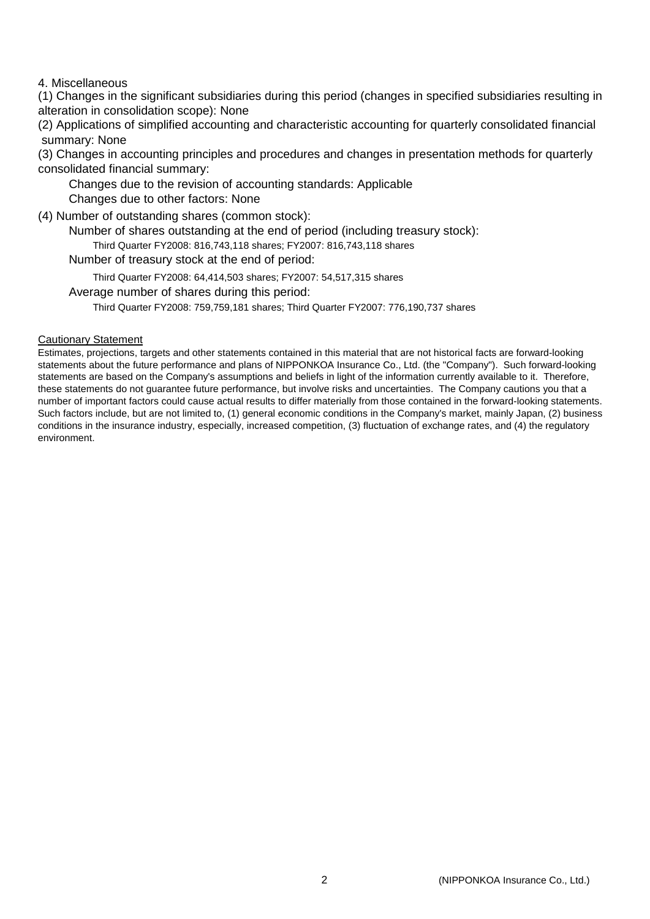## 4. Miscellaneous

(1) Changes in the significant subsidiaries during this period (changes in specified subsidiaries resulting in alteration in consolidation scope): None

(2) Applications of simplified accounting and characteristic accounting for quarterly consolidated financial summary: None

(3) Changes in accounting principles and procedures and changes in presentation methods for quarterly consolidated financial summary:

- Changes due to the revision of accounting standards: Applicable
- Changes due to other factors: None

(4) Number of outstanding shares (common stock):

- Number of shares outstanding at the end of period (including treasury stock):
  - Third Quarter FY2008: 816,743,118 shares; FY2007: 816,743,118 shares
- Number of treasury stock at the end of period:
  - Third Quarter FY2008: 64,414,503 shares; FY2007: 54,517,315 shares
- Average number of shares during this period:
  - Third Quarter FY2008: 759,759,181 shares; Third Quarter FY2007: 776,190,737 shares

### Cautionary Statement

Estimates, projections, targets and other statements contained in this material that are not historical facts are forward-looking statements about the future performance and plans of NIPPONKOA Insurance Co., Ltd. (the "Company"). Such forward-looking statements are based on the Company's assumptions and beliefs in light of the information currently available to it. Therefore, these statements do not guarantee future performance, but involve risks and uncertainties. The Company cautions you that a number of important factors could cause actual results to differ materially from those contained in the forward-looking statements. Such factors include, but are not limited to, (1) general economic conditions in the Company's market, mainly Japan, (2) business conditions in the insurance industry, especially, increased competition, (3) fluctuation of exchange rates, and (4) the regulatory environment.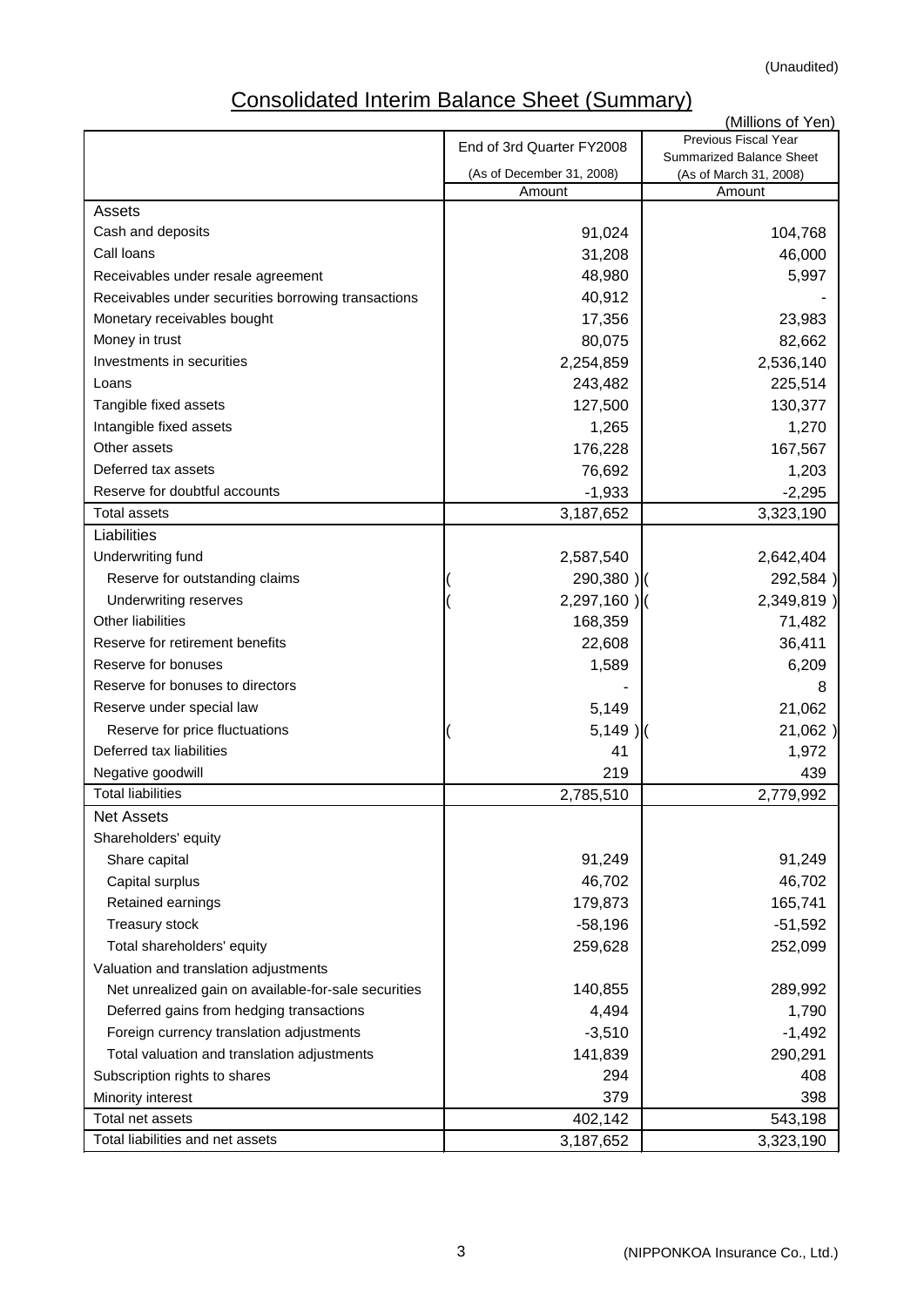(Unaudited)

# Consolidated Interim Balance Sheet (Summary)

(Millions of Yen)

| | End of 3rd Quarter FY2008 (As of December 31, 2008) | Previous Fiscal Year Summarized Balance Sheet (As of March 31, 2008) |
|---|---|---|
| | Amount | Amount |
| **Assets** | | |
| Cash and deposits | 91,024 | 104,768 |
| Call loans | 31,208 | 46,000 |
| Receivables under resale agreement | 48,980 | 5,997 |
| Receivables under securities borrowing transactions | 40,912 | - |
| Monetary receivables bought | 17,356 | 23,983 |
| Money in trust | 80,075 | 82,662 |
| Investments in securities | 2,254,859 | 2,536,140 |
| Loans | 243,482 | 225,514 |
| Tangible fixed assets | 127,500 | 130,377 |
| Intangible fixed assets | 1,265 | 1,270 |
| Other assets | 176,228 | 167,567 |
| Deferred tax assets | 76,692 | 1,203 |
| Reserve for doubtful accounts | -1,933 | -2,295 |
| Total assets | 3,187,652 | 3,323,190 |
| **Liabilities** | | |
| Underwriting fund | 2,587,540 | 2,642,404 |
| Reserve for outstanding claims | ( 290,380 ) | ( 292,584 ) |
| Underwriting reserves | ( 2,297,160 ) | ( 2,349,819 ) |
| Other liabilities | 168,359 | 71,482 |
| Reserve for retirement benefits | 22,608 | 36,411 |
| Reserve for bonuses | 1,589 | 6,209 |
| Reserve for bonuses to directors | - | 8 |
| Reserve under special law | 5,149 | 21,062 |
| Reserve for price fluctuations | ( 5,149 ) | ( 21,062 ) |
| Deferred tax liabilities | 41 | 1,972 |
| Negative goodwill | 219 | 439 |
| Total liabilities | 2,785,510 | 2,779,992 |
| **Net Assets** | | |
| Shareholders' equity | | |
| Share capital | 91,249 | 91,249 |
| Capital surplus | 46,702 | 46,702 |
| Retained earnings | 179,873 | 165,741 |
| Treasury stock | -58,196 | -51,592 |
| Total shareholders' equity | 259,628 | 252,099 |
| Valuation and translation adjustments | | |
| Net unrealized gain on available-for-sale securities | 140,855 | 289,992 |
| Deferred gains from hedging transactions | 4,494 | 1,790 |
| Foreign currency translation adjustments | -3,510 | -1,492 |
| Total valuation and translation adjustments | 141,839 | 290,291 |
| Subscription rights to shares | 294 | 408 |
| Minority interest | 379 | 398 |
| Total net assets | 402,142 | 543,198 |
| Total liabilities and net assets | 3,187,652 | 3,323,190 |

(NIPPONKOA Insurance Co., Ltd.)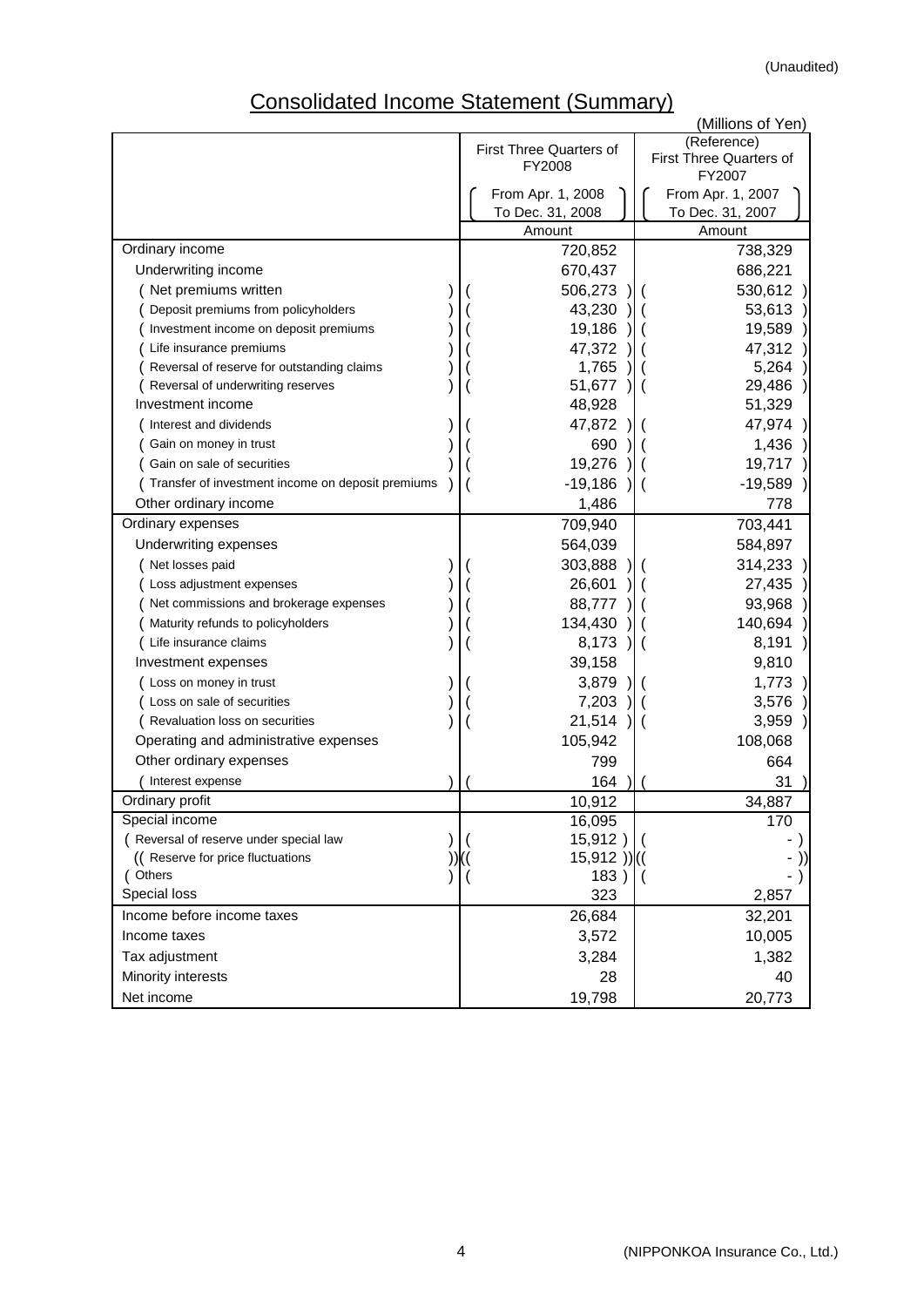(Unaudited)

# Consolidated Income Statement (Summary)

(Millions of Yen)

| | First Three Quarters of FY2008 (From Apr. 1, 2008 To Dec. 31, 2008) | (Reference) First Three Quarters of FY2007 (From Apr. 1, 2007 To Dec. 31, 2007) |
|---|---|---|
| | Amount | Amount |
| Ordinary income | 720,852 | 738,329 |
| Underwriting income | 670,437 | 686,221 |
| ( Net premiums written ) | ( 506,273 ) | ( 530,612 ) |
| ( Deposit premiums from policyholders ) | ( 43,230 ) | ( 53,613 ) |
| ( Investment income on deposit premiums ) | ( 19,186 ) | ( 19,589 ) |
| ( Life insurance premiums ) | ( 47,372 ) | ( 47,312 ) |
| ( Reversal of reserve for outstanding claims ) | ( 1,765 ) | ( 5,264 ) |
| ( Reversal of underwriting reserves ) | ( 51,677 ) | ( 29,486 ) |
| Investment income | 48,928 | 51,329 |
| ( Interest and dividends ) | ( 47,872 ) | ( 47,974 ) |
| ( Gain on money in trust ) | ( 690 ) | ( 1,436 ) |
| ( Gain on sale of securities ) | ( 19,276 ) | ( 19,717 ) |
| ( Transfer of investment income on deposit premiums ) | ( -19,186 ) | ( -19,589 ) |
| Other ordinary income | 1,486 | 778 |
| Ordinary expenses | 709,940 | 703,441 |
| Underwriting expenses | 564,039 | 584,897 |
| ( Net losses paid ) | ( 303,888 ) | ( 314,233 ) |
| ( Loss adjustment expenses ) | ( 26,601 ) | ( 27,435 ) |
| ( Net commissions and brokerage expenses ) | ( 88,777 ) | ( 93,968 ) |
| ( Maturity refunds to policyholders ) | ( 134,430 ) | ( 140,694 ) |
| ( Life insurance claims ) | ( 8,173 ) | ( 8,191 ) |
| Investment expenses | 39,158 | 9,810 |
| ( Loss on money in trust ) | ( 3,879 ) | ( 1,773 ) |
| ( Loss on sale of securities ) | ( 7,203 ) | ( 3,576 ) |
| ( Revaluation loss on securities ) | ( 21,514 ) | ( 3,959 ) |
| Operating and administrative expenses | 105,942 | 108,068 |
| Other ordinary expenses | 799 | 664 |
| ( Interest expense ) | ( 164 ) | ( 31 ) |
| Ordinary profit | 10,912 | 34,887 |
| Special income | 16,095 | 170 |
| ( Reversal of reserve under special law ) | ( 15,912 ) | ( - ) |
| (( Reserve for price fluctuations )) | (( 15,912 )) | (( - )) |
| ( Others ) | ( 183 ) | ( - ) |
| Special loss | 323 | 2,857 |
| Income before income taxes | 26,684 | 32,201 |
| Income taxes | 3,572 | 10,005 |
| Tax adjustment | 3,284 | 1,382 |
| Minority interests | 28 | 40 |
| Net income | 19,798 | 20,773 |

(NIPPONKOA Insurance Co., Ltd.)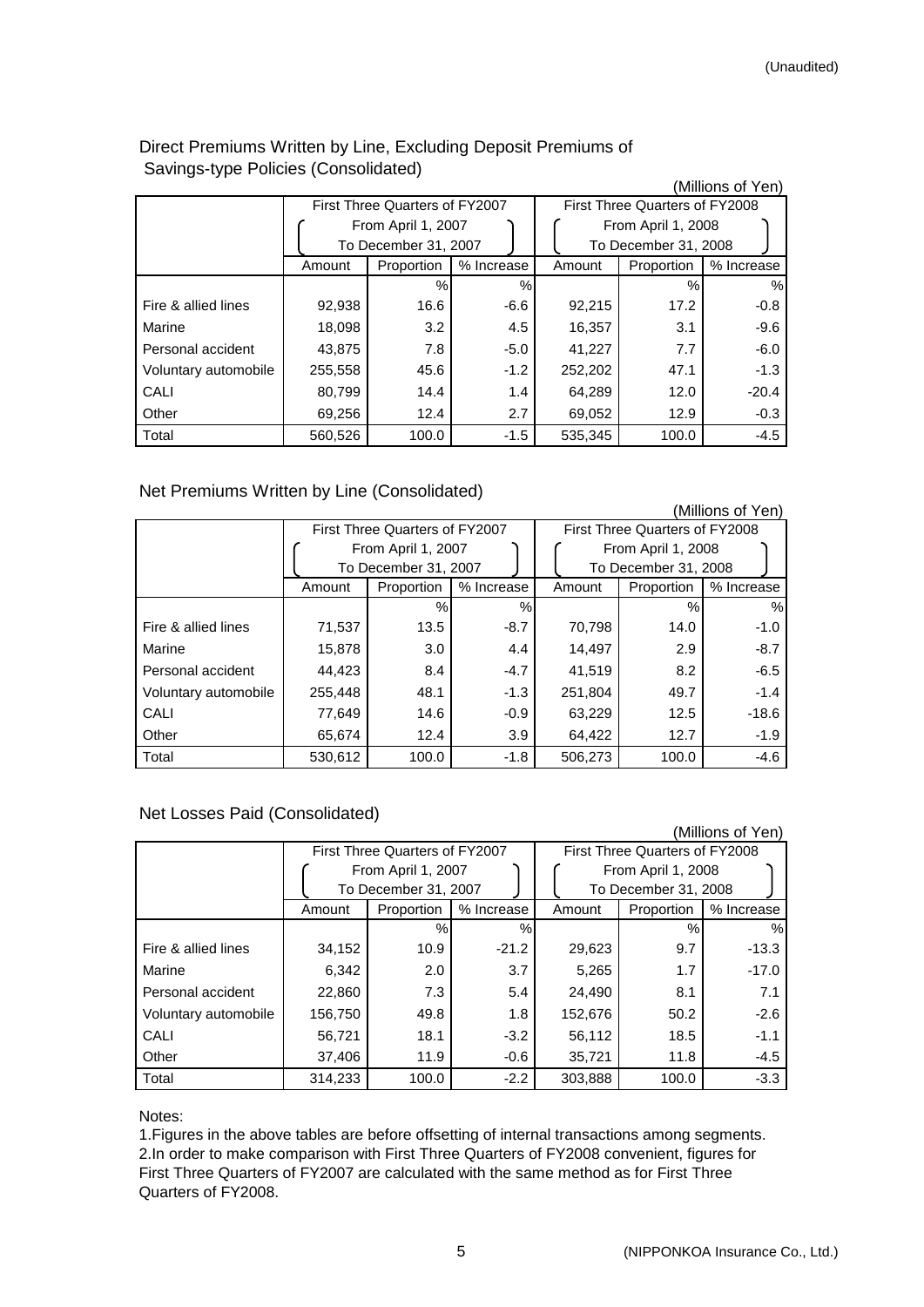(Unaudited)

## Direct Premiums Written by Line, Excluding Deposit Premiums of Savings-type Policies (Consolidated)

(Millions of Yen)

| | First Three Quarters of FY2007 (From April 1, 2007 To December 31, 2007) | | | First Three Quarters of FY2008 (From April 1, 2008 To December 31, 2008) | | |
|---|---|---|---|---|---|---|
| | Amount | Proportion | % Increase | Amount | Proportion | % Increase |
| | | % | % | | % | % |
| Fire & allied lines | 92,938 | 16.6 | -6.6 | 92,215 | 17.2 | -0.8 |
| Marine | 18,098 | 3.2 | 4.5 | 16,357 | 3.1 | -9.6 |
| Personal accident | 43,875 | 7.8 | -5.0 | 41,227 | 7.7 | -6.0 |
| Voluntary automobile | 255,558 | 45.6 | -1.2 | 252,202 | 47.1 | -1.3 |
| CALI | 80,799 | 14.4 | 1.4 | 64,289 | 12.0 | -20.4 |
| Other | 69,256 | 12.4 | 2.7 | 69,052 | 12.9 | -0.3 |
| Total | 560,526 | 100.0 | -1.5 | 535,345 | 100.0 | -4.5 |

## Net Premiums Written by Line (Consolidated)

(Millions of Yen)

| | First Three Quarters of FY2007 (From April 1, 2007 To December 31, 2007) | | | First Three Quarters of FY2008 (From April 1, 2008 To December 31, 2008) | | |
|---|---|---|---|---|---|---|
| | Amount | Proportion | % Increase | Amount | Proportion | % Increase |
| | | % | % | | % | % |
| Fire & allied lines | 71,537 | 13.5 | -8.7 | 70,798 | 14.0 | -1.0 |
| Marine | 15,878 | 3.0 | 4.4 | 14,497 | 2.9 | -8.7 |
| Personal accident | 44,423 | 8.4 | -4.7 | 41,519 | 8.2 | -6.5 |
| Voluntary automobile | 255,448 | 48.1 | -1.3 | 251,804 | 49.7 | -1.4 |
| CALI | 77,649 | 14.6 | -0.9 | 63,229 | 12.5 | -18.6 |
| Other | 65,674 | 12.4 | 3.9 | 64,422 | 12.7 | -1.9 |
| Total | 530,612 | 100.0 | -1.8 | 506,273 | 100.0 | -4.6 |

## Net Losses Paid (Consolidated)

(Millions of Yen)

| | First Three Quarters of FY2007 (From April 1, 2007 To December 31, 2007) | | | First Three Quarters of FY2008 (From April 1, 2008 To December 31, 2008) | | |
|---|---|---|---|---|---|---|
| | Amount | Proportion | % Increase | Amount | Proportion | % Increase |
| | | % | % | | % | % |
| Fire & allied lines | 34,152 | 10.9 | -21.2 | 29,623 | 9.7 | -13.3 |
| Marine | 6,342 | 2.0 | 3.7 | 5,265 | 1.7 | -17.0 |
| Personal accident | 22,860 | 7.3 | 5.4 | 24,490 | 8.1 | 7.1 |
| Voluntary automobile | 156,750 | 49.8 | 1.8 | 152,676 | 50.2 | -2.6 |
| CALI | 56,721 | 18.1 | -3.2 | 56,112 | 18.5 | -1.1 |
| Other | 37,406 | 11.9 | -0.6 | 35,721 | 11.8 | -4.5 |
| Total | 314,233 | 100.0 | -2.2 | 303,888 | 100.0 | -3.3 |

Notes:

1.Figures in the above tables are before offsetting of internal transactions among segments.
2.In order to make comparison with First Three Quarters of FY2008 convenient, figures for First Three Quarters of FY2007 are calculated with the same method as for First Three Quarters of FY2008.

(NIPPONKOA Insurance Co., Ltd.)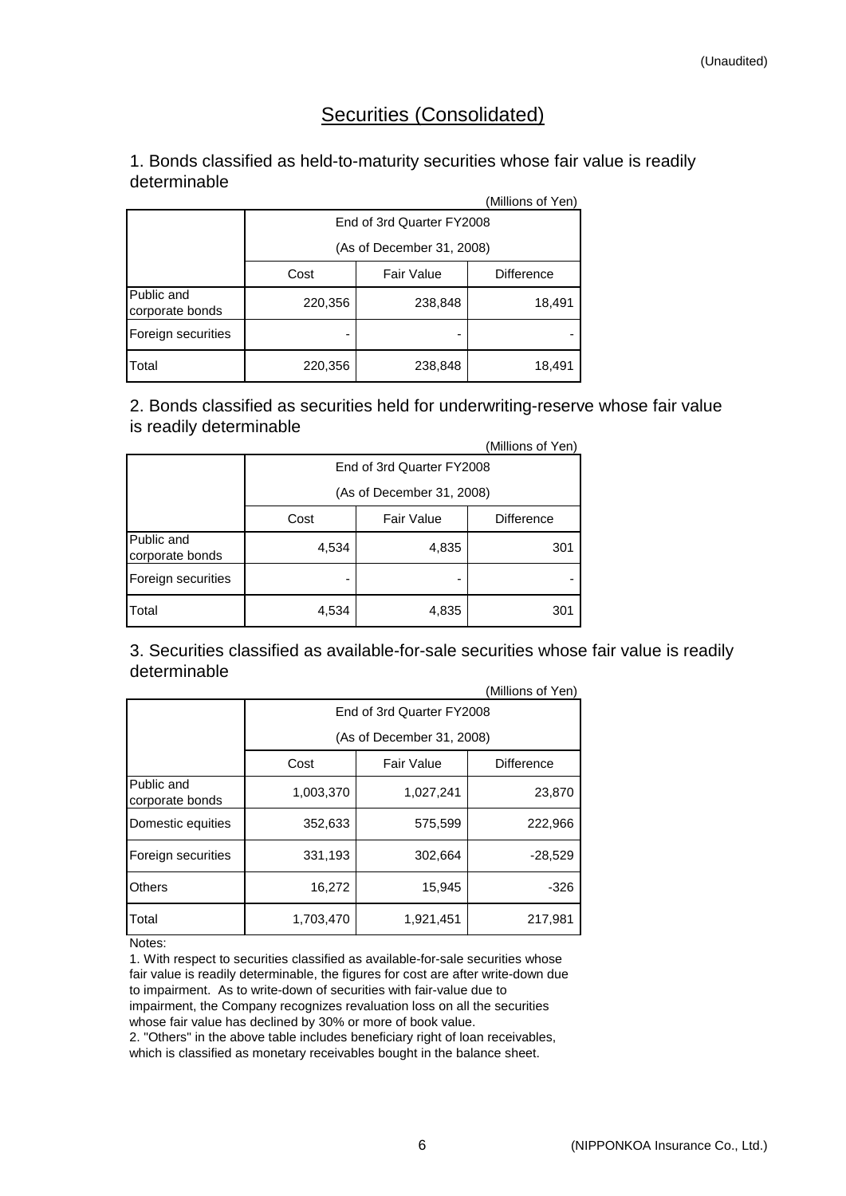(Unaudited)

# Securities (Consolidated)

## 1. Bonds classified as held-to-maturity securities whose fair value is readily determinable

(Millions of Yen)

| | End of 3rd Quarter FY2008 (As of December 31, 2008) | | |
|---|---|---|---|
| | Cost | Fair Value | Difference |
| Public and corporate bonds | 220,356 | 238,848 | 18,491 |
| Foreign securities | - | - | - |
| Total | 220,356 | 238,848 | 18,491 |

## 2. Bonds classified as securities held for underwriting-reserve whose fair value is readily determinable

(Millions of Yen)

| | End of 3rd Quarter FY2008 (As of December 31, 2008) | | |
|---|---|---|---|
| | Cost | Fair Value | Difference |
| Public and corporate bonds | 4,534 | 4,835 | 301 |
| Foreign securities | - | - | - |
| Total | 4,534 | 4,835 | 301 |

## 3. Securities classified as available-for-sale securities whose fair value is readily determinable

(Millions of Yen)

| | End of 3rd Quarter FY2008 (As of December 31, 2008) | | |
|---|---|---|---|
| | Cost | Fair Value | Difference |
| Public and corporate bonds | 1,003,370 | 1,027,241 | 23,870 |
| Domestic equities | 352,633 | 575,599 | 222,966 |
| Foreign securities | 331,193 | 302,664 | -28,529 |
| Others | 16,272 | 15,945 | -326 |
| Total | 1,703,470 | 1,921,451 | 217,981 |

Notes:

1. With respect to securities classified as available-for-sale securities whose fair value is readily determinable, the figures for cost are after write-down due to impairment. As to write-down of securities with fair-value due to impairment, the Company recognizes revaluation loss on all the securities whose fair value has declined by 30% or more of book value.
2. "Others" in the above table includes beneficiary right of loan receivables, which is classified as monetary receivables bought in the balance sheet.

(NIPPONKOA Insurance Co., Ltd.)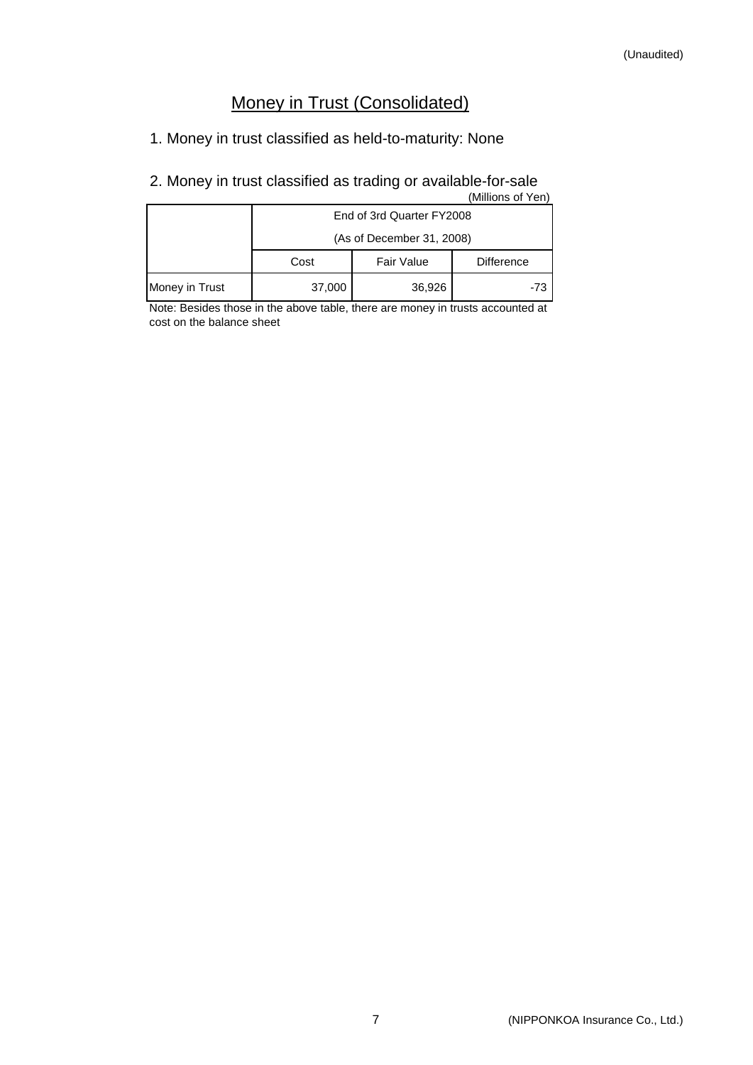(Unaudited)

# Money in Trust (Consolidated)

1. Money in trust classified as held-to-maturity: None

2. Money in trust classified as trading or available-for-sale

(Millions of Yen)

| | End of 3rd Quarter FY2008 (As of December 31, 2008) | | |
|---|---|---|---|
| | Cost | Fair Value | Difference |
| Money in Trust | 37,000 | 36,926 | -73 |

Note: Besides those in the above table, there are money in trusts accounted at cost on the balance sheet

(NIPPONKOA Insurance Co., Ltd.)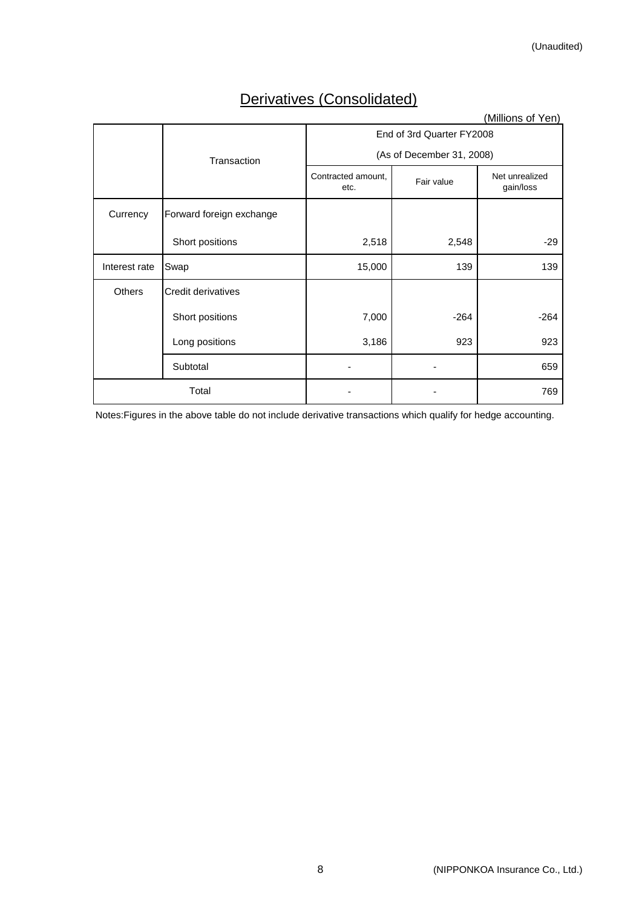(Unaudited)

# Derivatives (Consolidated)

(Millions of Yen)

| | Transaction | End of 3rd Quarter FY2008 (As of December 31, 2008) | | |
|---|---|---|---|---|
| | | Contracted amount, etc. | Fair value | Net unrealized gain/loss |
| Currency | Forward foreign exchange | | | |
| | Short positions | 2,518 | 2,548 | -29 |
| Interest rate | Swap | 15,000 | 139 | 139 |
| Others | Credit derivatives | | | |
| | Short positions | 7,000 | -264 | -264 |
| | Long positions | 3,186 | 923 | 923 |
| | Subtotal | - | - | 659 |
| Total | | - | - | 769 |

Notes:Figures in the above table do not include derivative transactions which qualify for hedge accounting.

(NIPPONKOA Insurance Co., Ltd.)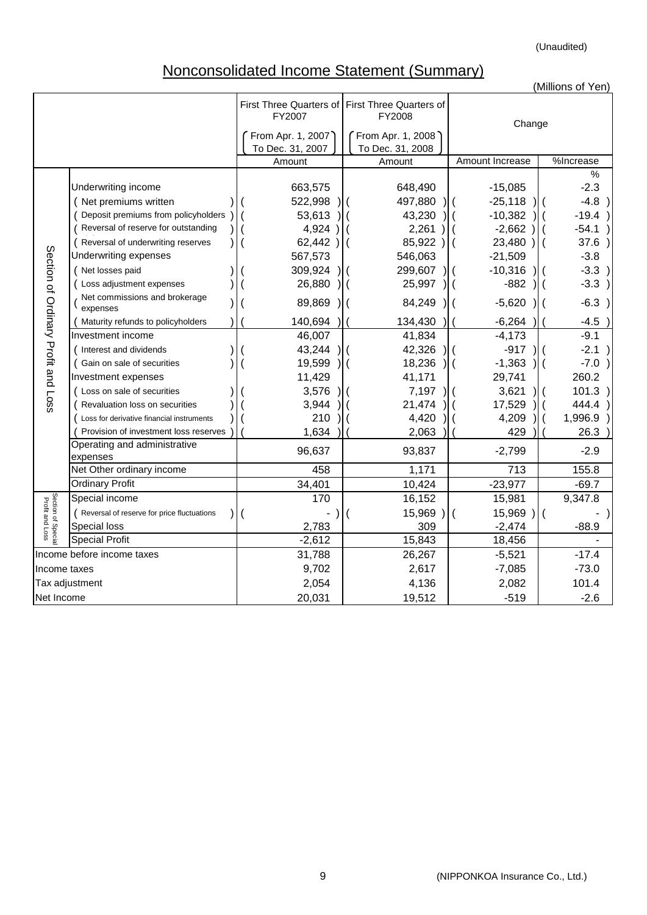(Unaudited)

# Nonconsolidated Income Statement (Summary)

(Millions of Yen)

| | | First Three Quarters of FY2007 (From Apr. 1, 2007 To Dec. 31, 2007) | First Three Quarters of FY2008 (From Apr. 1, 2008 To Dec. 31, 2008) | Change | |
|---|---|---|---|---|---|
| | | Amount | Amount | Amount Increase | %Increase |
| | | | | | % |
| Section of Ordinary Profit and Loss | Underwriting income | 663,575 | 648,490 | -15,085 | -2.3 |
| | ( Net premiums written ) | ( 522,998 ) | ( 497,880 ) | ( -25,118 ) | ( -4.8 ) |
| | ( Deposit premiums from policyholders ) | ( 53,613 ) | ( 43,230 ) | ( -10,382 ) | ( -19.4 ) |
| | ( Reversal of reserve for outstanding ) | ( 4,924 ) | ( 2,261 ) | ( -2,662 ) | ( -54.1 ) |
| | ( Reversal of underwriting reserves ) | ( 62,442 ) | ( 85,922 ) | ( 23,480 ) | ( 37.6 ) |
| | Underwriting expenses | 567,573 | 546,063 | -21,509 | -3.8 |
| | ( Net losses paid ) | ( 309,924 ) | ( 299,607 ) | ( -10,316 ) | ( -3.3 ) |
| | ( Loss adjustment expenses ) | ( 26,880 ) | ( 25,997 ) | ( -882 ) | ( -3.3 ) |
| | ( Net commissions and brokerage expenses ) | ( 89,869 ) | ( 84,249 ) | ( -5,620 ) | ( -6.3 ) |
| | ( Maturity refunds to policyholders ) | ( 140,694 ) | ( 134,430 ) | ( -6,264 ) | ( -4.5 ) |
| | Investment income | 46,007 | 41,834 | -4,173 | -9.1 |
| | ( Interest and dividends ) | ( 43,244 ) | ( 42,326 ) | ( -917 ) | ( -2.1 ) |
| | ( Gain on sale of securities ) | ( 19,599 ) | ( 18,236 ) | ( -1,363 ) | ( -7.0 ) |
| | Investment expenses | 11,429 | 41,171 | 29,741 | 260.2 |
| | ( Loss on sale of securities ) | ( 3,576 ) | ( 7,197 ) | ( 3,621 ) | ( 101.3 ) |
| | ( Revaluation loss on securities ) | ( 3,944 ) | ( 21,474 ) | ( 17,529 ) | ( 444.4 ) |
| | ( Loss for derivative financial instruments ) | ( 210 ) | ( 4,420 ) | ( 4,209 ) | ( 1,996.9 ) |
| | ( Provision of investment loss reserves ) | ( 1,634 ) | ( 2,063 ) | ( 429 ) | ( 26.3 ) |
| | Operating and administrative expenses | 96,637 | 93,837 | -2,799 | -2.9 |
| | Net Other ordinary income | 458 | 1,171 | 713 | 155.8 |
| | Ordinary Profit | 34,401 | 10,424 | -23,977 | -69.7 |
| Section of Special Profit and Loss | Special income | 170 | 16,152 | 15,981 | 9,347.8 |
| | ( Reversal of reserve for price fluctuations ) | ( - ) | ( 15,969 ) | ( 15,969 ) | ( - ) |
| | Special loss | 2,783 | 309 | -2,474 | -88.9 |
| | Special Profit | -2,612 | 15,843 | 18,456 | - |
| Income before income taxes | | 31,788 | 26,267 | -5,521 | -17.4 |
| Income taxes | | 9,702 | 2,617 | -7,085 | -73.0 |
| Tax adjustment | | 2,054 | 4,136 | 2,082 | 101.4 |
| Net Income | | 20,031 | 19,512 | -519 | -2.6 |

(NIPPONKOA Insurance Co., Ltd.)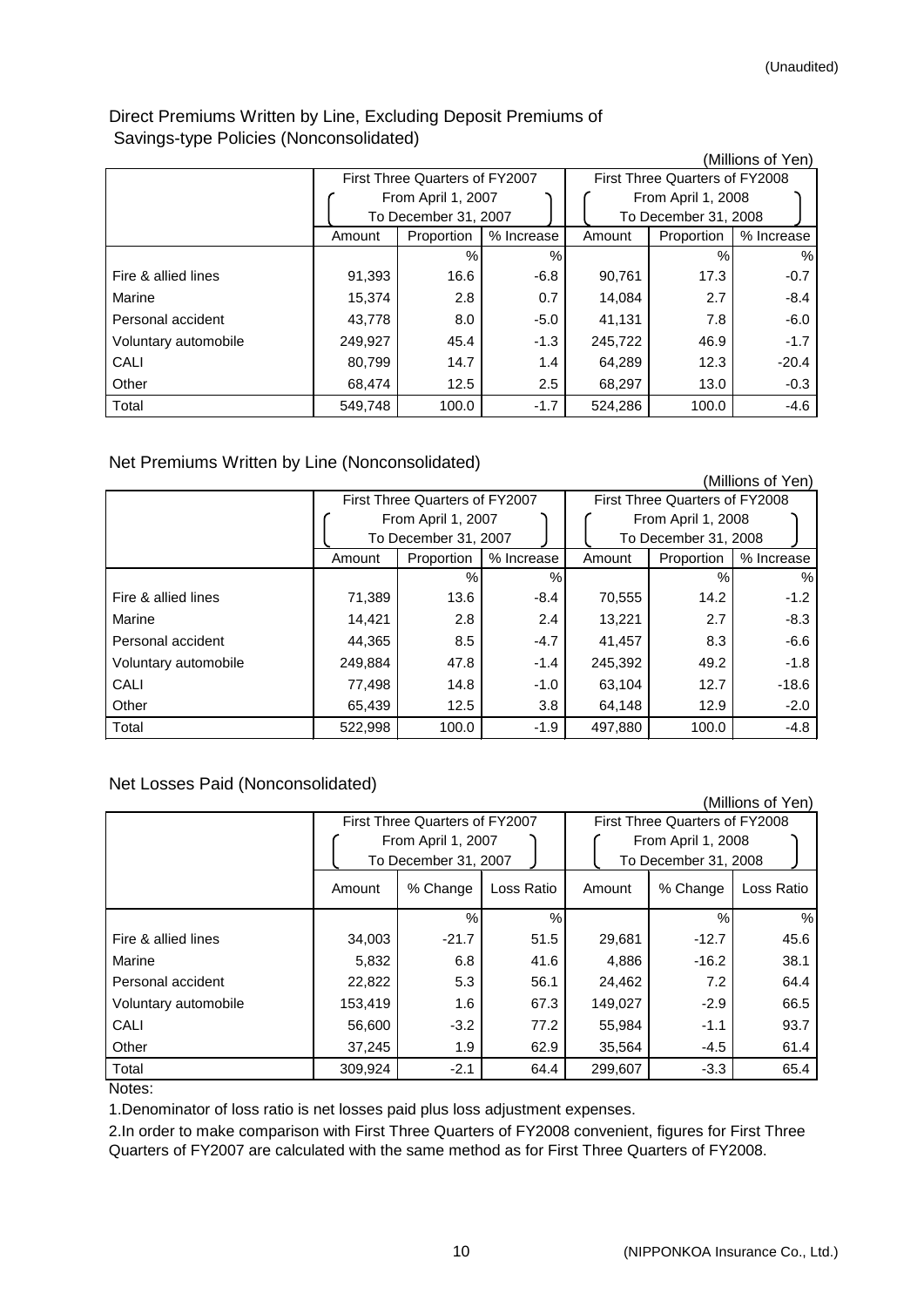(Unaudited)

## Direct Premiums Written by Line, Excluding Deposit Premiums of Savings-type Policies (Nonconsolidated)

(Millions of Yen)

| | First Three Quarters of FY2007 (From April 1, 2007 To December 31, 2007) | | | First Three Quarters of FY2008 (From April 1, 2008 To December 31, 2008) | | |
|---|---|---|---|---|---|---|
| | Amount | Proportion | % Increase | Amount | Proportion | % Increase |
| | | % | % | | % | % |
| Fire & allied lines | 91,393 | 16.6 | -6.8 | 90,761 | 17.3 | -0.7 |
| Marine | 15,374 | 2.8 | 0.7 | 14,084 | 2.7 | -8.4 |
| Personal accident | 43,778 | 8.0 | -5.0 | 41,131 | 7.8 | -6.0 |
| Voluntary automobile | 249,927 | 45.4 | -1.3 | 245,722 | 46.9 | -1.7 |
| CALI | 80,799 | 14.7 | 1.4 | 64,289 | 12.3 | -20.4 |
| Other | 68,474 | 12.5 | 2.5 | 68,297 | 13.0 | -0.3 |
| Total | 549,748 | 100.0 | -1.7 | 524,286 | 100.0 | -4.6 |

## Net Premiums Written by Line (Nonconsolidated)

(Millions of Yen)

| | First Three Quarters of FY2007 (From April 1, 2007 To December 31, 2007) | | | First Three Quarters of FY2008 (From April 1, 2008 To December 31, 2008) | | |
|---|---|---|---|---|---|---|
| | Amount | Proportion | % Increase | Amount | Proportion | % Increase |
| | | % | % | | % | % |
| Fire & allied lines | 71,389 | 13.6 | -8.4 | 70,555 | 14.2 | -1.2 |
| Marine | 14,421 | 2.8 | 2.4 | 13,221 | 2.7 | -8.3 |
| Personal accident | 44,365 | 8.5 | -4.7 | 41,457 | 8.3 | -6.6 |
| Voluntary automobile | 249,884 | 47.8 | -1.4 | 245,392 | 49.2 | -1.8 |
| CALI | 77,498 | 14.8 | -1.0 | 63,104 | 12.7 | -18.6 |
| Other | 65,439 | 12.5 | 3.8 | 64,148 | 12.9 | -2.0 |
| Total | 522,998 | 100.0 | -1.9 | 497,880 | 100.0 | -4.8 |

## Net Losses Paid (Nonconsolidated)

(Millions of Yen)

| | First Three Quarters of FY2007 (From April 1, 2007 To December 31, 2007) | | | First Three Quarters of FY2008 (From April 1, 2008 To December 31, 2008) | | |
|---|---|---|---|---|---|---|
| | Amount | % Change | Loss Ratio | Amount | % Change | Loss Ratio |
| | | % | % | | % | % |
| Fire & allied lines | 34,003 | -21.7 | 51.5 | 29,681 | -12.7 | 45.6 |
| Marine | 5,832 | 6.8 | 41.6 | 4,886 | -16.2 | 38.1 |
| Personal accident | 22,822 | 5.3 | 56.1 | 24,462 | 7.2 | 64.4 |
| Voluntary automobile | 153,419 | 1.6 | 67.3 | 149,027 | -2.9 | 66.5 |
| CALI | 56,600 | -3.2 | 77.2 | 55,984 | -1.1 | 93.7 |
| Other | 37,245 | 1.9 | 62.9 | 35,564 | -4.5 | 61.4 |
| Total | 309,924 | -2.1 | 64.4 | 299,607 | -3.3 | 65.4 |

Notes:

1.Denominator of loss ratio is net losses paid plus loss adjustment expenses.

2.In order to make comparison with First Three Quarters of FY2008 convenient, figures for First Three Quarters of FY2007 are calculated with the same method as for First Three Quarters of FY2008.

(NIPPONKOA Insurance Co., Ltd.)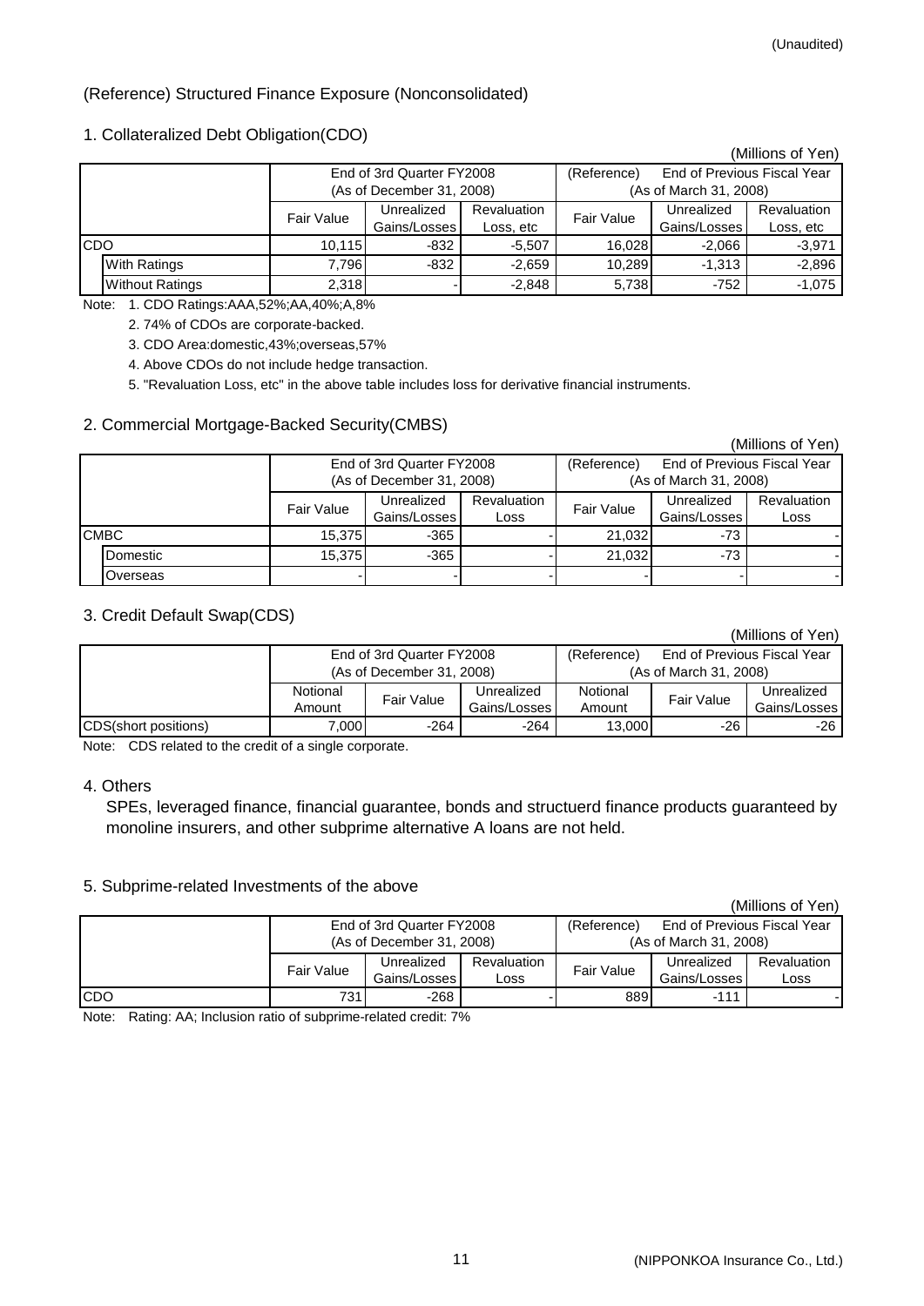(Unaudited)

## (Reference) Structured Finance Exposure (Nonconsolidated)

### 1. Collateralized Debt Obligation(CDO)

(Millions of Yen)

| | End of 3rd Quarter FY2008 (As of December 31, 2008) | | | (Reference) End of Previous Fiscal Year (As of March 31, 2008) | | |
|---|---|---|---|---|---|---|
| | Fair Value | Unrealized Gains/Losses | Revaluation Loss, etc | Fair Value | Unrealized Gains/Losses | Revaluation Loss, etc |
| CDO | 10,115 | -832 | -5,507 | 16,028 | -2,066 | -3,971 |
| With Ratings | 7,796 | -832 | -2,659 | 10,289 | -1,313 | -2,896 |
| Without Ratings | 2,318 | - | -2,848 | 5,738 | -752 | -1,075 |

Note: 1. CDO Ratings:AAA,52%;AA,40%;A,8%

2. 74% of CDOs are corporate-backed.

3. CDO Area:domestic,43%;overseas,57%

4. Above CDOs do not include hedge transaction.

5. "Revaluation Loss, etc" in the above table includes loss for derivative financial instruments.

### 2. Commercial Mortgage-Backed Security(CMBS)

(Millions of Yen)

| | End of 3rd Quarter FY2008 (As of December 31, 2008) | | | (Reference) End of Previous Fiscal Year (As of March 31, 2008) | | |
|---|---|---|---|---|---|---|
| | Fair Value | Unrealized Gains/Losses | Revaluation Loss | Fair Value | Unrealized Gains/Losses | Revaluation Loss |
| CMBC | 15,375 | -365 | - | 21,032 | -73 | - |
| Domestic | 15,375 | -365 | - | 21,032 | -73 | - |
| Overseas | - | - | - | - | - | - |

### 3. Credit Default Swap(CDS)

(Millions of Yen)

| | End of 3rd Quarter FY2008 (As of December 31, 2008) | | | (Reference) End of Previous Fiscal Year (As of March 31, 2008) | | |
|---|---|---|---|---|---|---|
| | Notional Amount | Fair Value | Unrealized Gains/Losses | Notional Amount | Fair Value | Unrealized Gains/Losses |
| CDS(short positions) | 7,000 | -264 | -264 | 13,000 | -26 | -26 |

Note: CDS related to the credit of a single corporate.

### 4. Others

SPEs, leveraged finance, financial guarantee, bonds and structuerd finance products guaranteed by monoline insurers, and other subprime alternative A loans are not held.

### 5. Subprime-related Investments of the above

(Millions of Yen)

| | End of 3rd Quarter FY2008 (As of December 31, 2008) | | | (Reference) End of Previous Fiscal Year (As of March 31, 2008) | | |
|---|---|---|---|---|---|---|
| | Fair Value | Unrealized Gains/Losses | Revaluation Loss | Fair Value | Unrealized Gains/Losses | Revaluation Loss |
| CDO | 731 | -268 | - | 889 | -111 | - |

Note: Rating: AA; Inclusion ratio of subprime-related credit: 7%

(NIPPONKOA Insurance Co., Ltd.)